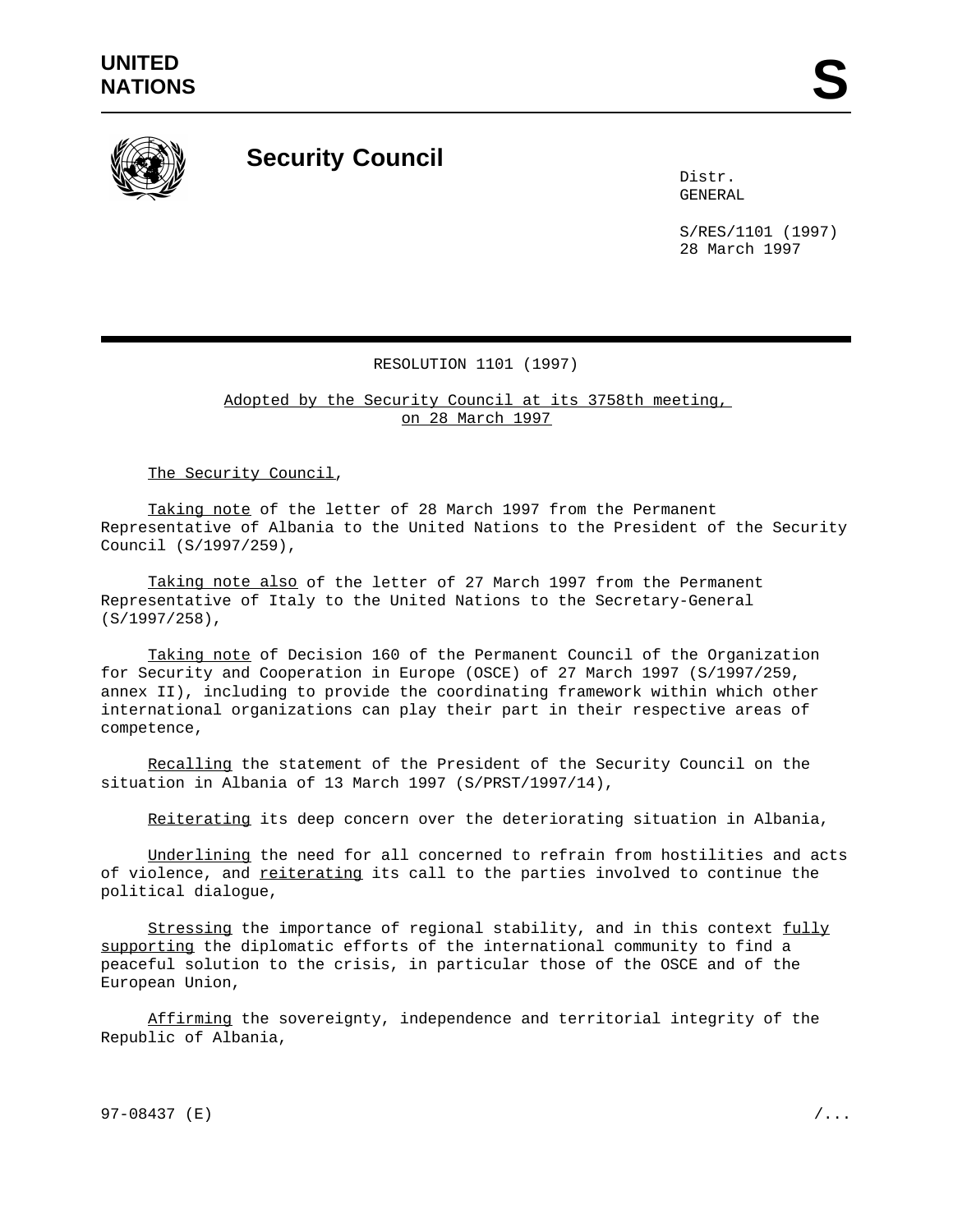UNITED NATIONS

# Security Council

Distr.
GENERAL

S/RES/1101 (1997)
28 March 1997

## RESOLUTION 1101 (1997)

Adopted by the Security Council at its 3758th meeting, on 28 March 1997

The Security Council,

Taking note of the letter of 28 March 1997 from the Permanent Representative of Albania to the United Nations to the President of the Security Council (S/1997/259),

Taking note also of the letter of 27 March 1997 from the Permanent Representative of Italy to the United Nations to the Secretary-General (S/1997/258),

Taking note of Decision 160 of the Permanent Council of the Organization for Security and Cooperation in Europe (OSCE) of 27 March 1997 (S/1997/259, annex II), including to provide the coordinating framework within which other international organizations can play their part in their respective areas of competence,

Recalling the statement of the President of the Security Council on the situation in Albania of 13 March 1997 (S/PRST/1997/14),

Reiterating its deep concern over the deteriorating situation in Albania,

Underlining the need for all concerned to refrain from hostilities and acts of violence, and reiterating its call to the parties involved to continue the political dialogue,

Stressing the importance of regional stability, and in this context fully supporting the diplomatic efforts of the international community to find a peaceful solution to the crisis, in particular those of the OSCE and of the European Union,

Affirming the sovereignty, independence and territorial integrity of the Republic of Albania,

97-08437 (E)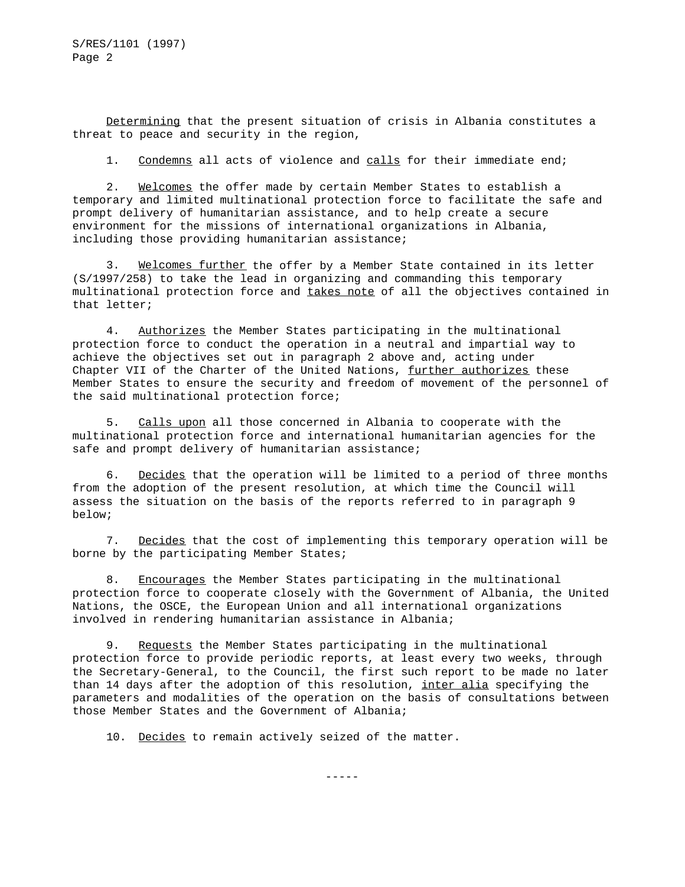*Determining* that the present situation of crisis in Albania constitutes a threat to peace and security in the region,

1. *Condemns* all acts of violence and *calls* for their immediate end;

2. *Welcomes* the offer made by certain Member States to establish a temporary and limited multinational protection force to facilitate the safe and prompt delivery of humanitarian assistance, and to help create a secure environment for the missions of international organizations in Albania, including those providing humanitarian assistance;

3. *Welcomes further* the offer by a Member State contained in its letter (S/1997/258) to take the lead in organizing and commanding this temporary multinational protection force and *takes note* of all the objectives contained in that letter;

4. *Authorizes* the Member States participating in the multinational protection force to conduct the operation in a neutral and impartial way to achieve the objectives set out in paragraph 2 above and, acting under Chapter VII of the Charter of the United Nations, *further authorizes* these Member States to ensure the security and freedom of movement of the personnel of the said multinational protection force;

5. *Calls upon* all those concerned in Albania to cooperate with the multinational protection force and international humanitarian agencies for the safe and prompt delivery of humanitarian assistance;

6. *Decides* that the operation will be limited to a period of three months from the adoption of the present resolution, at which time the Council will assess the situation on the basis of the reports referred to in paragraph 9 below;

7. *Decides* that the cost of implementing this temporary operation will be borne by the participating Member States;

8. *Encourages* the Member States participating in the multinational protection force to cooperate closely with the Government of Albania, the United Nations, the OSCE, the European Union and all international organizations involved in rendering humanitarian assistance in Albania;

9. *Requests* the Member States participating in the multinational protection force to provide periodic reports, at least every two weeks, through the Secretary-General, to the Council, the first such report to be made no later than 14 days after the adoption of this resolution, *inter alia* specifying the parameters and modalities of the operation on the basis of consultations between those Member States and the Government of Albania;

10. *Decides* to remain actively seized of the matter.

-----